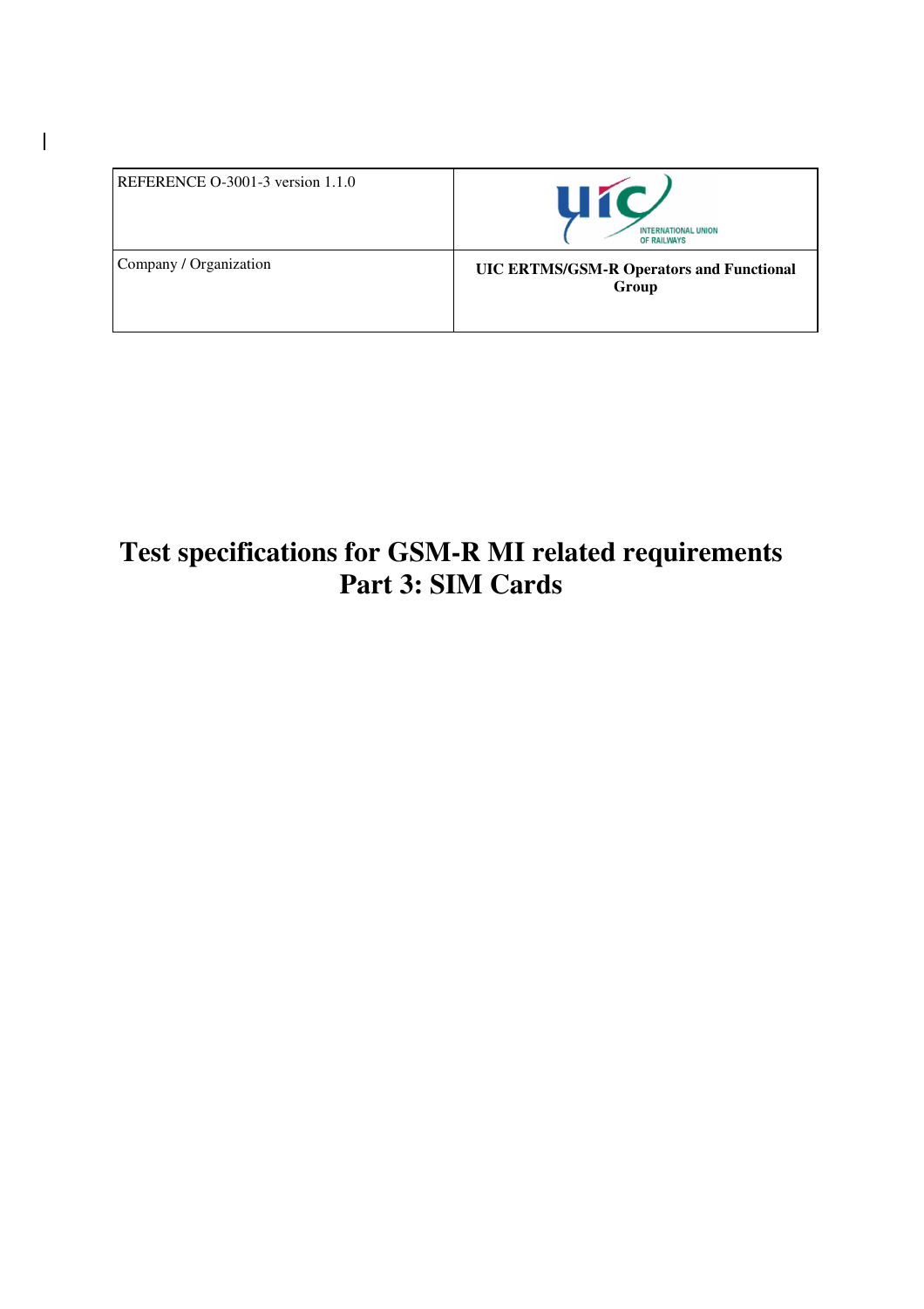| REFERENCE O-3001-3 version 1.1.0 | INTERNATIONAL UNION OF RAILWAYS |
| --- | --- |
| Company / Organization | **UIC ERTMS/GSM-R Operators and Functional Group** |

# Test specifications for GSM-R MI related requirements
# Part 3: SIM Cards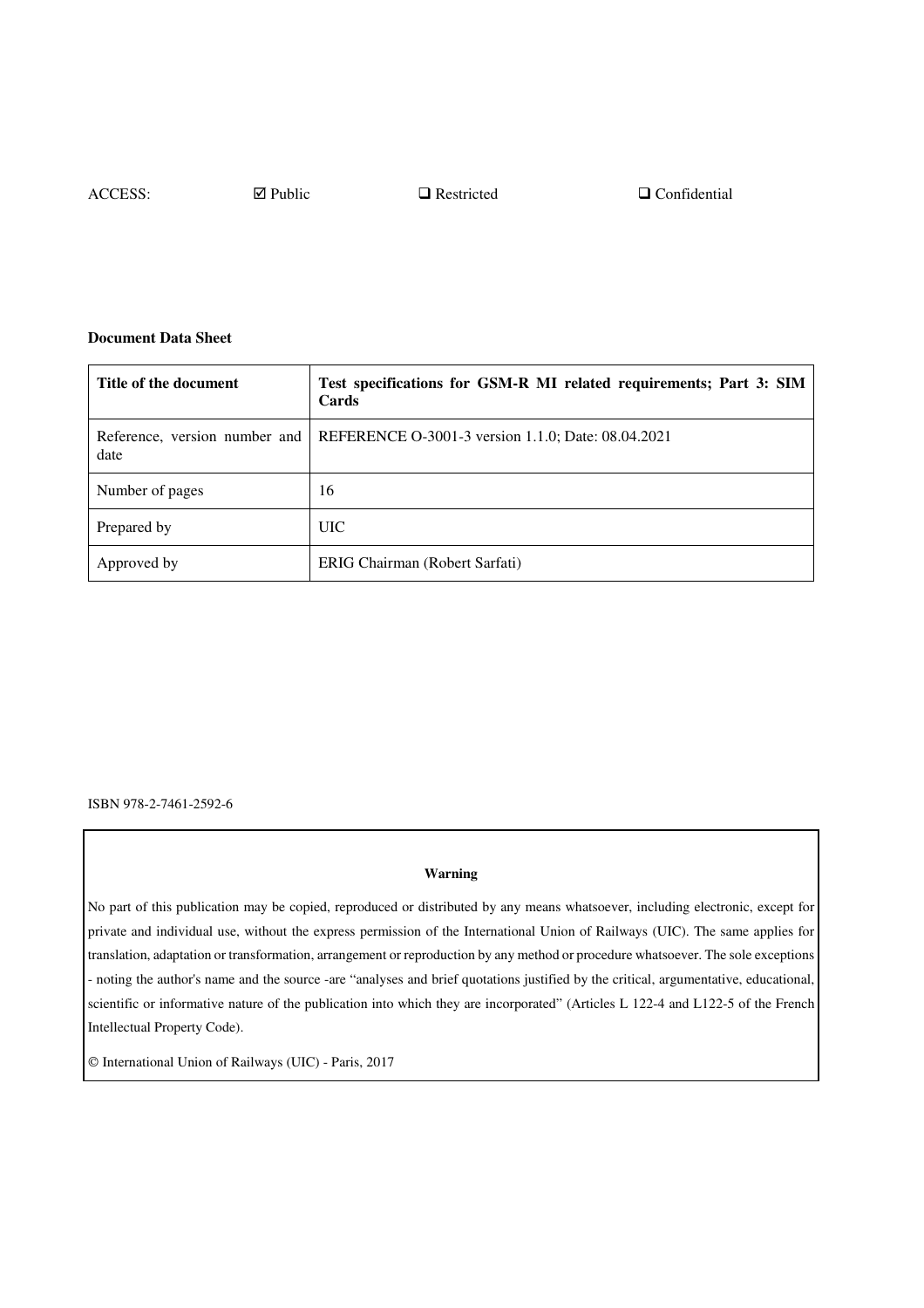ACCESS: ☑ Public ❑ Restricted ❑ Confidential

**Document Data Sheet**

| **Title of the document** | **Test specifications for GSM-R MI related requirements; Part 3: SIM Cards** |
|---|---|
| Reference, version number and date | REFERENCE O-3001-3 version 1.1.0; Date: 08.04.2021 |
| Number of pages | 16 |
| Prepared by | UIC |
| Approved by | ERIG Chairman (Robert Sarfati) |

ISBN 978-2-7461-2592-6

**Warning**

No part of this publication may be copied, reproduced or distributed by any means whatsoever, including electronic, except for private and individual use, without the express permission of the International Union of Railways (UIC). The same applies for translation, adaptation or transformation, arrangement or reproduction by any method or procedure whatsoever. The sole exceptions - noting the author's name and the source -are "analyses and brief quotations justified by the critical, argumentative, educational, scientific or informative nature of the publication into which they are incorporated" (Articles L 122-4 and L122-5 of the French Intellectual Property Code).

© International Union of Railways (UIC) - Paris, 2017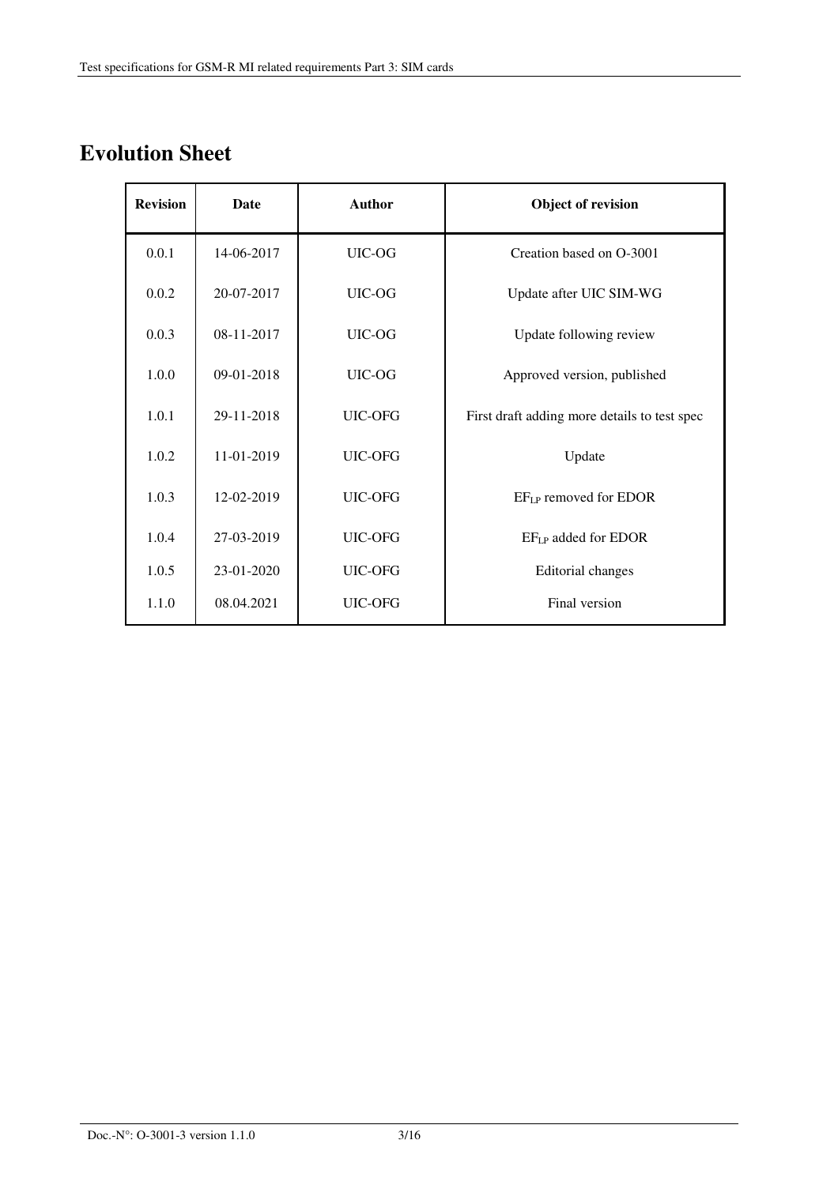# Evolution Sheet

| Revision | Date | Author | Object of revision |
|---|---|---|---|
| 0.0.1 | 14-06-2017 | UIC-OG | Creation based on O-3001 |
| 0.0.2 | 20-07-2017 | UIC-OG | Update after UIC SIM-WG |
| 0.0.3 | 08-11-2017 | UIC-OG | Update following review |
| 1.0.0 | 09-01-2018 | UIC-OG | Approved version, published |
| 1.0.1 | 29-11-2018 | UIC-OFG | First draft adding more details to test spec |
| 1.0.2 | 11-01-2019 | UIC-OFG | Update |
| 1.0.3 | 12-02-2019 | UIC-OFG | $EF_{LP}$ removed for EDOR |
| 1.0.4 | 27-03-2019 | UIC-OFG | $EF_{LP}$ added for EDOR |
| 1.0.5 | 23-01-2020 | UIC-OFG | Editorial changes |
| 1.1.0 | 08.04.2021 | UIC-OFG | Final version |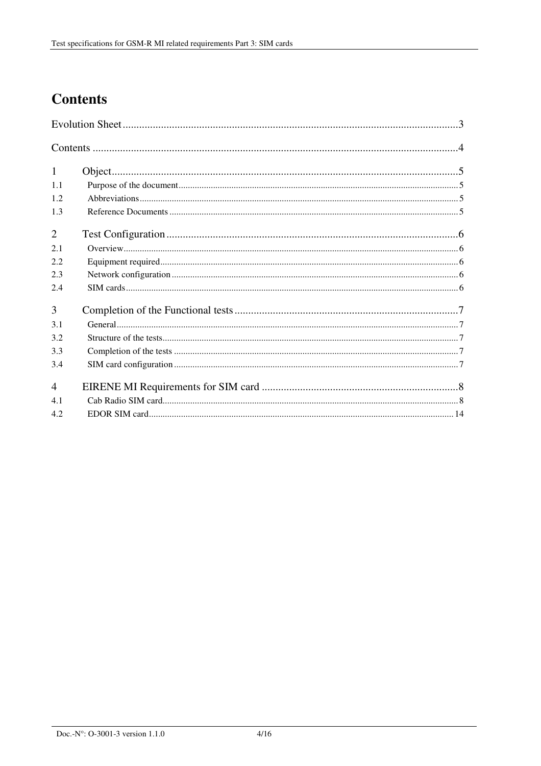# Contents

Evolution Sheet.......................................................................................................................3

Contents ..................................................................................................................................4

1 Object....................................................................................................................................5

1.1 Purpose of the document.....................................................................................................5

1.2 Abbreviations.......................................................................................................................5

1.3 Reference Documents .........................................................................................................5

2 Test Configuration ................................................................................................................6

2.1 Overview..............................................................................................................................6

2.2 Equipment required.............................................................................................................6

2.3 Network configuration .........................................................................................................6

2.4 SIM cards.............................................................................................................................6

3 Completion of the Functional tests .......................................................................................7

3.1 General.................................................................................................................................7

3.2 Structure of the tests.............................................................................................................7

3.3 Completion of the tests ........................................................................................................7

3.4 SIM card configuration ........................................................................................................7

4 EIRENE MI Requirements for SIM card ..............................................................................8

4.1 Cab Radio SIM card.............................................................................................................8

4.2 EDOR SIM card..................................................................................................................14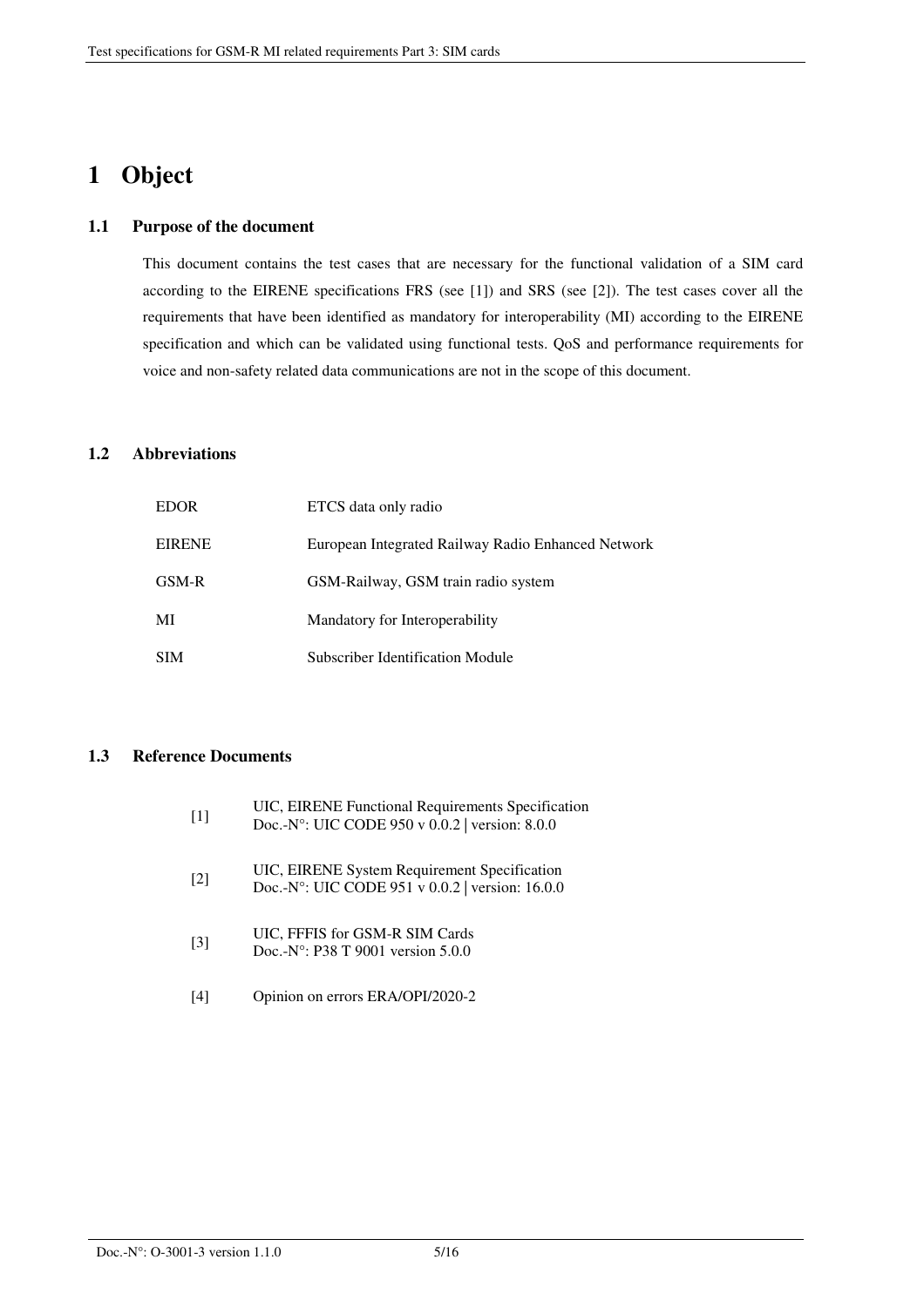# 1 Object

## 1.1 Purpose of the document

This document contains the test cases that are necessary for the functional validation of a SIM card according to the EIRENE specifications FRS (see [1]) and SRS (see [2]). The test cases cover all the requirements that have been identified as mandatory for interoperability (MI) according to the EIRENE specification and which can be validated using functional tests. QoS and performance requirements for voice and non-safety related data communications are not in the scope of this document.

## 1.2 Abbreviations

| | |
|---|---|
| EDOR | ETCS data only radio |
| EIRENE | European Integrated Railway Radio Enhanced Network |
| GSM-R | GSM-Railway, GSM train radio system |
| MI | Mandatory for Interoperability |
| SIM | Subscriber Identification Module |

## 1.3 Reference Documents

| | |
|---|---|
| [1] | UIC, EIRENE Functional Requirements Specification<br>Doc.-N°: UIC CODE 950 v 0.0.2 \| version: 8.0.0 |
| [2] | UIC, EIRENE System Requirement Specification<br>Doc.-N°: UIC CODE 951 v 0.0.2 \| version: 16.0.0 |
| [3] | UIC, FFFIS for GSM-R SIM Cards<br>Doc.-N°: P38 T 9001 version 5.0.0 |
| [4] | Opinion on errors ERA/OPI/2020-2 |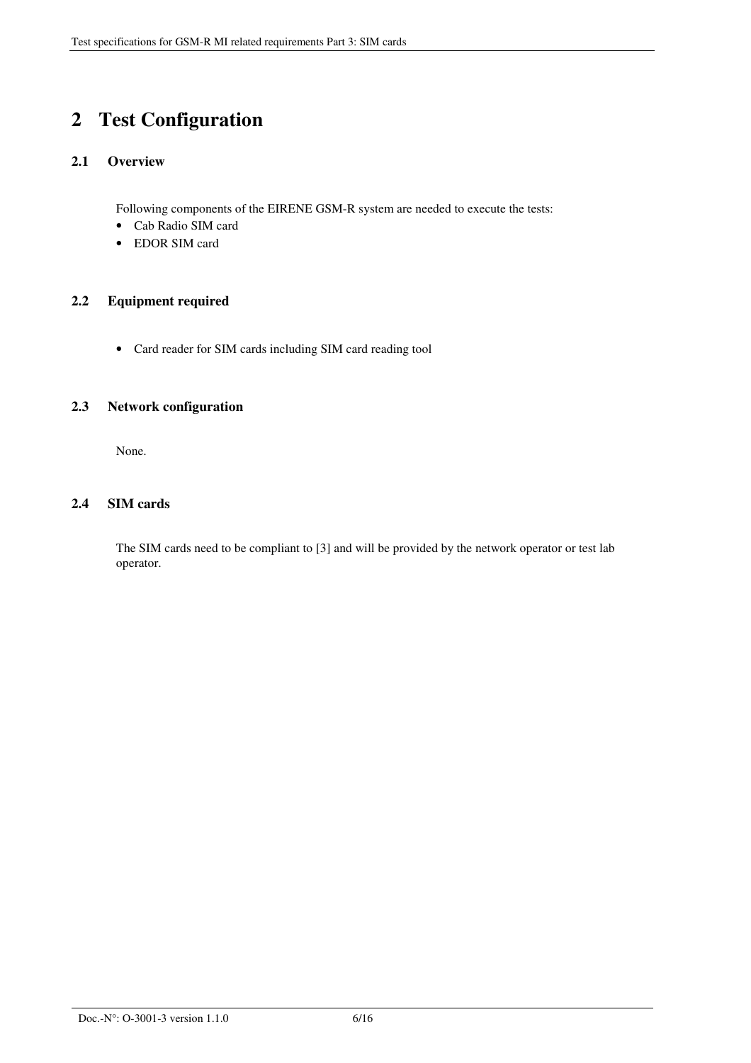# 2 Test Configuration

## 2.1 Overview

Following components of the EIRENE GSM-R system are needed to execute the tests:

- Cab Radio SIM card
- EDOR SIM card

## 2.2 Equipment required

- Card reader for SIM cards including SIM card reading tool

## 2.3 Network configuration

None.

## 2.4 SIM cards

The SIM cards need to be compliant to [3] and will be provided by the network operator or test lab operator.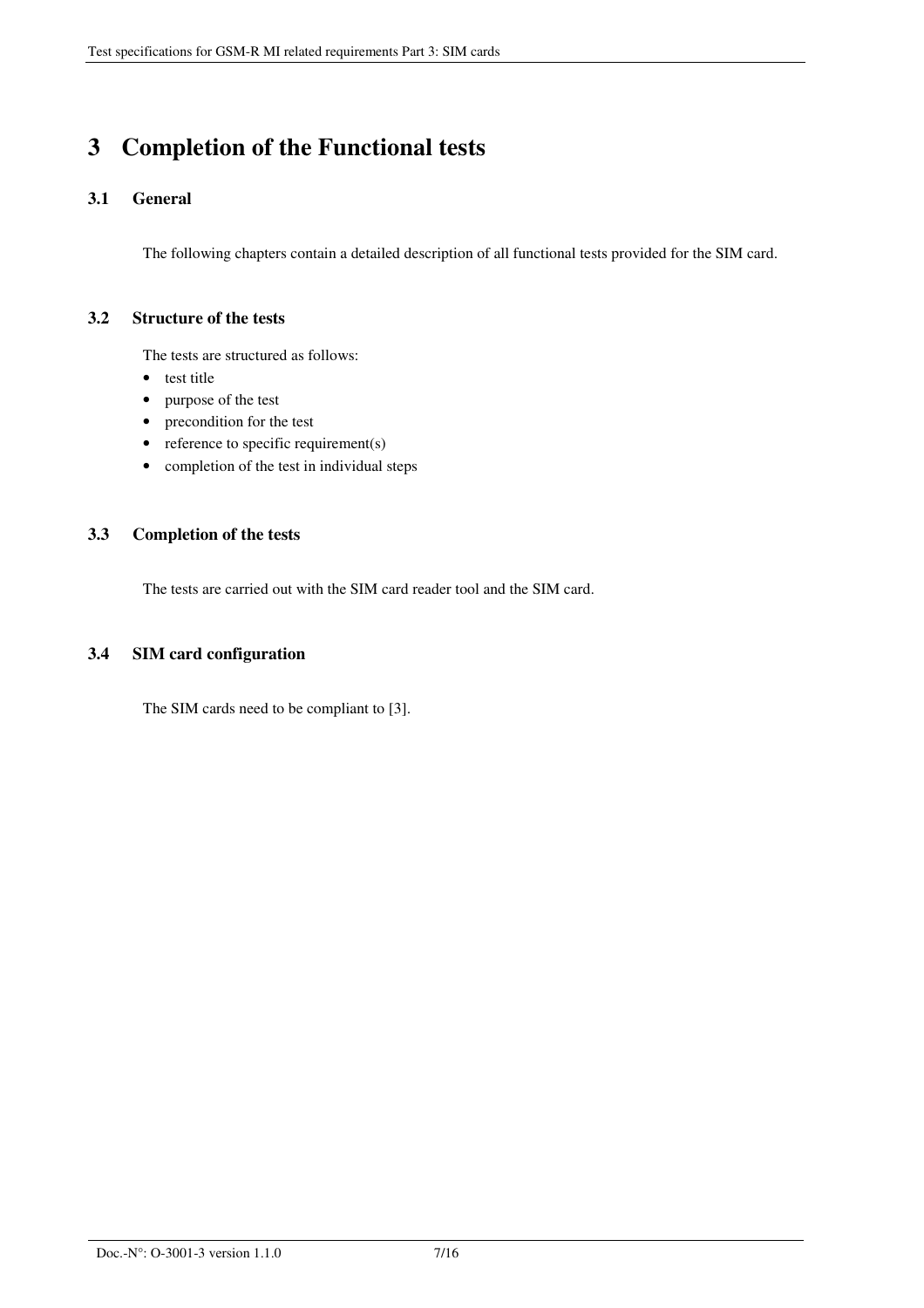# 3 Completion of the Functional tests

## 3.1 General

The following chapters contain a detailed description of all functional tests provided for the SIM card.

## 3.2 Structure of the tests

The tests are structured as follows:

- test title
- purpose of the test
- precondition for the test
- reference to specific requirement(s)
- completion of the test in individual steps

## 3.3 Completion of the tests

The tests are carried out with the SIM card reader tool and the SIM card.

## 3.4 SIM card configuration

The SIM cards need to be compliant to [3].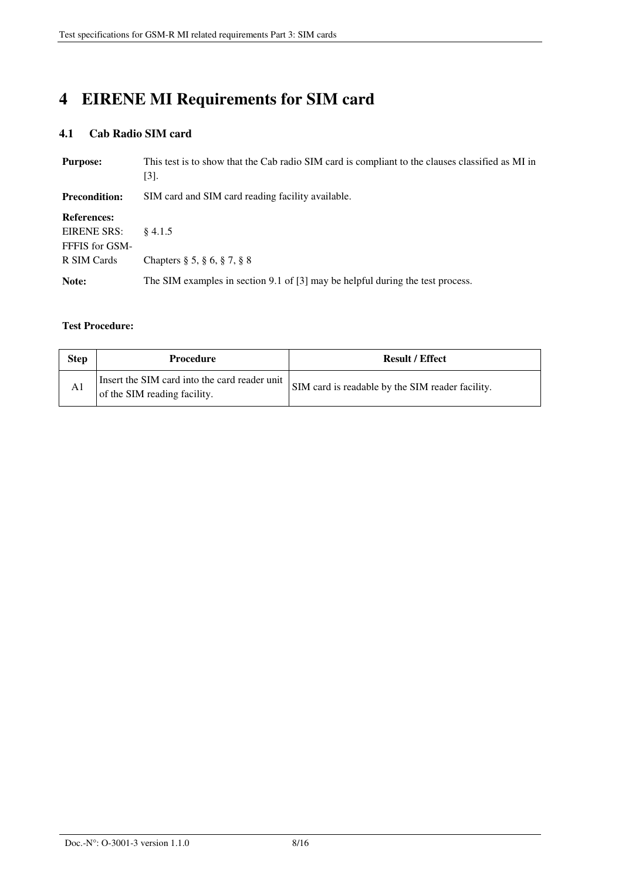# 4 EIRENE MI Requirements for SIM card

## 4.1 Cab Radio SIM card

**Purpose:** This test is to show that the Cab radio SIM card is compliant to the clauses classified as MI in [3].

**Precondition:** SIM card and SIM card reading facility available.

**References:**

EIRENE SRS: § 4.1.5

FFFIS for GSM-R SIM Cards: Chapters § 5, § 6, § 7, § 8

**Note:** The SIM examples in section 9.1 of [3] may be helpful during the test process.

**Test Procedure:**

| Step | Procedure | Result / Effect |
|---|---|---|
| A1 | Insert the SIM card into the card reader unit of the SIM reading facility. | SIM card is readable by the SIM reader facility. |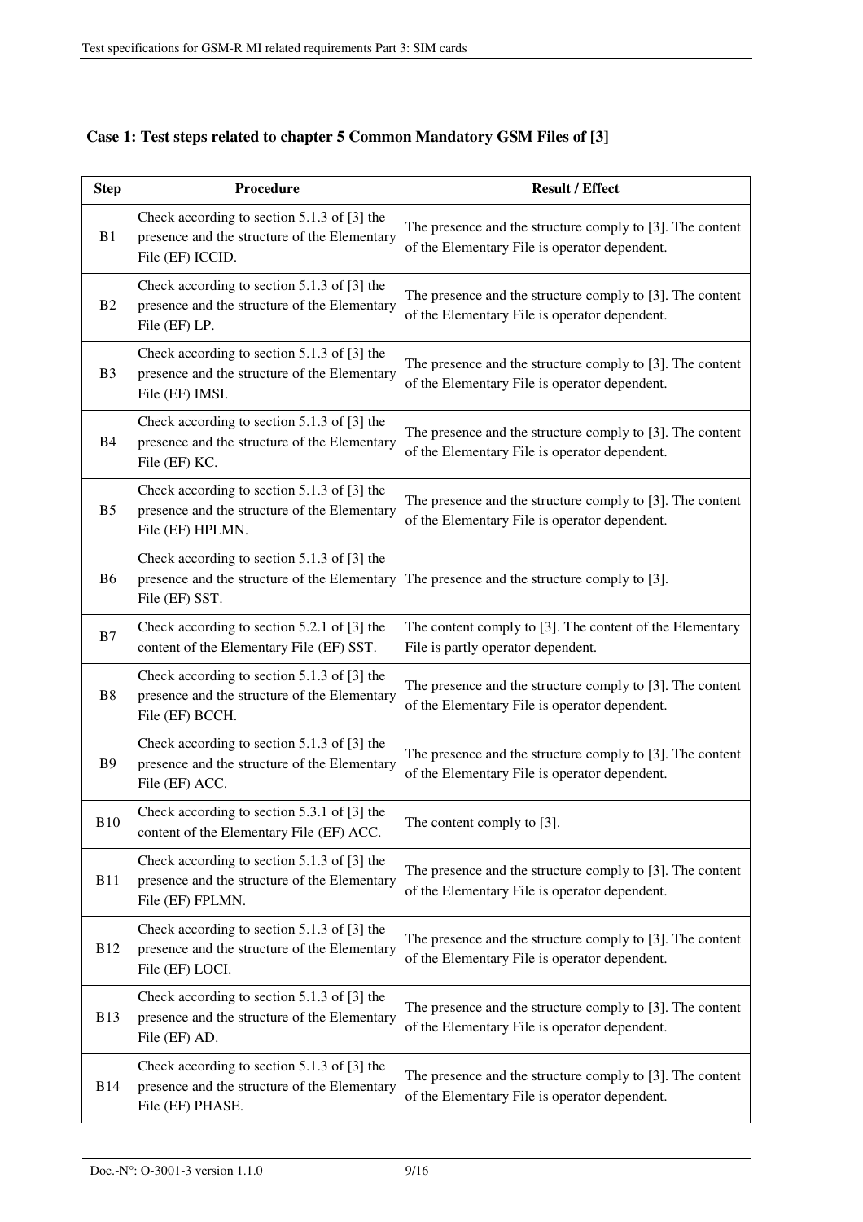### Case 1: Test steps related to chapter 5 Common Mandatory GSM Files of [3]

| Step | Procedure | Result / Effect |
|---|---|---|
| B1 | Check according to section 5.1.3 of [3] the presence and the structure of the Elementary File (EF) ICCID. | The presence and the structure comply to [3]. The content of the Elementary File is operator dependent. |
| B2 | Check according to section 5.1.3 of [3] the presence and the structure of the Elementary File (EF) LP. | The presence and the structure comply to [3]. The content of the Elementary File is operator dependent. |
| B3 | Check according to section 5.1.3 of [3] the presence and the structure of the Elementary File (EF) IMSI. | The presence and the structure comply to [3]. The content of the Elementary File is operator dependent. |
| B4 | Check according to section 5.1.3 of [3] the presence and the structure of the Elementary File (EF) KC. | The presence and the structure comply to [3]. The content of the Elementary File is operator dependent. |
| B5 | Check according to section 5.1.3 of [3] the presence and the structure of the Elementary File (EF) HPLMN. | The presence and the structure comply to [3]. The content of the Elementary File is operator dependent. |
| B6 | Check according to section 5.1.3 of [3] the presence and the structure of the Elementary File (EF) SST. | The presence and the structure comply to [3]. |
| B7 | Check according to section 5.2.1 of [3] the content of the Elementary File (EF) SST. | The content comply to [3]. The content of the Elementary File is partly operator dependent. |
| B8 | Check according to section 5.1.3 of [3] the presence and the structure of the Elementary File (EF) BCCH. | The presence and the structure comply to [3]. The content of the Elementary File is operator dependent. |
| B9 | Check according to section 5.1.3 of [3] the presence and the structure of the Elementary File (EF) ACC. | The presence and the structure comply to [3]. The content of the Elementary File is operator dependent. |
| B10 | Check according to section 5.3.1 of [3] the content of the Elementary File (EF) ACC. | The content comply to [3]. |
| B11 | Check according to section 5.1.3 of [3] the presence and the structure of the Elementary File (EF) FPLMN. | The presence and the structure comply to [3]. The content of the Elementary File is operator dependent. |
| B12 | Check according to section 5.1.3 of [3] the presence and the structure of the Elementary File (EF) LOCI. | The presence and the structure comply to [3]. The content of the Elementary File is operator dependent. |
| B13 | Check according to section 5.1.3 of [3] the presence and the structure of the Elementary File (EF) AD. | The presence and the structure comply to [3]. The content of the Elementary File is operator dependent. |
| B14 | Check according to section 5.1.3 of [3] the presence and the structure of the Elementary File (EF) PHASE. | The presence and the structure comply to [3]. The content of the Elementary File is operator dependent. |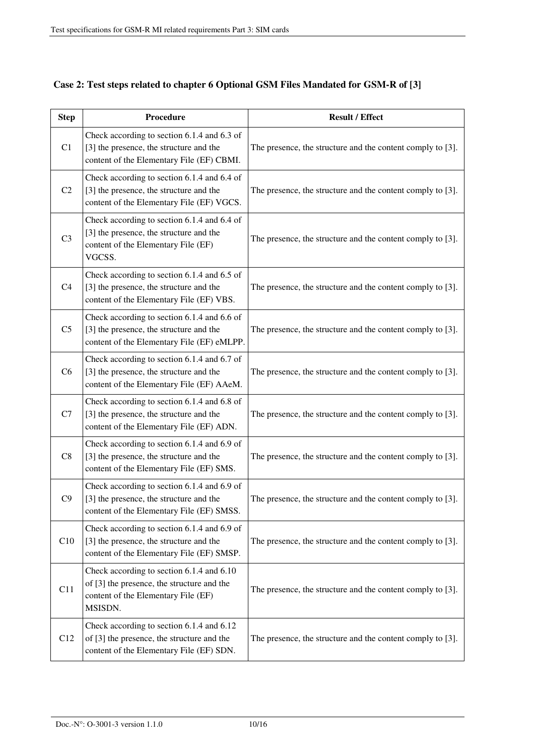### Case 2: Test steps related to chapter 6 Optional GSM Files Mandated for GSM-R of [3]

| Step | Procedure | Result / Effect |
|---|---|---|
| C1 | Check according to section 6.1.4 and 6.3 of [3] the presence, the structure and the content of the Elementary File (EF) CBMI. | The presence, the structure and the content comply to [3]. |
| C2 | Check according to section 6.1.4 and 6.4 of [3] the presence, the structure and the content of the Elementary File (EF) VGCS. | The presence, the structure and the content comply to [3]. |
| C3 | Check according to section 6.1.4 and 6.4 of [3] the presence, the structure and the content of the Elementary File (EF) VGCSS. | The presence, the structure and the content comply to [3]. |
| C4 | Check according to section 6.1.4 and 6.5 of [3] the presence, the structure and the content of the Elementary File (EF) VBS. | The presence, the structure and the content comply to [3]. |
| C5 | Check according to section 6.1.4 and 6.6 of [3] the presence, the structure and the content of the Elementary File (EF) eMLPP. | The presence, the structure and the content comply to [3]. |
| C6 | Check according to section 6.1.4 and 6.7 of [3] the presence, the structure and the content of the Elementary File (EF) AAeM. | The presence, the structure and the content comply to [3]. |
| C7 | Check according to section 6.1.4 and 6.8 of [3] the presence, the structure and the content of the Elementary File (EF) ADN. | The presence, the structure and the content comply to [3]. |
| C8 | Check according to section 6.1.4 and 6.9 of [3] the presence, the structure and the content of the Elementary File (EF) SMS. | The presence, the structure and the content comply to [3]. |
| C9 | Check according to section 6.1.4 and 6.9 of [3] the presence, the structure and the content of the Elementary File (EF) SMSS. | The presence, the structure and the content comply to [3]. |
| C10 | Check according to section 6.1.4 and 6.9 of [3] the presence, the structure and the content of the Elementary File (EF) SMSP. | The presence, the structure and the content comply to [3]. |
| C11 | Check according to section 6.1.4 and 6.10 of [3] the presence, the structure and the content of the Elementary File (EF) MSISDN. | The presence, the structure and the content comply to [3]. |
| C12 | Check according to section 6.1.4 and 6.12 of [3] the presence, the structure and the content of the Elementary File (EF) SDN. | The presence, the structure and the content comply to [3]. |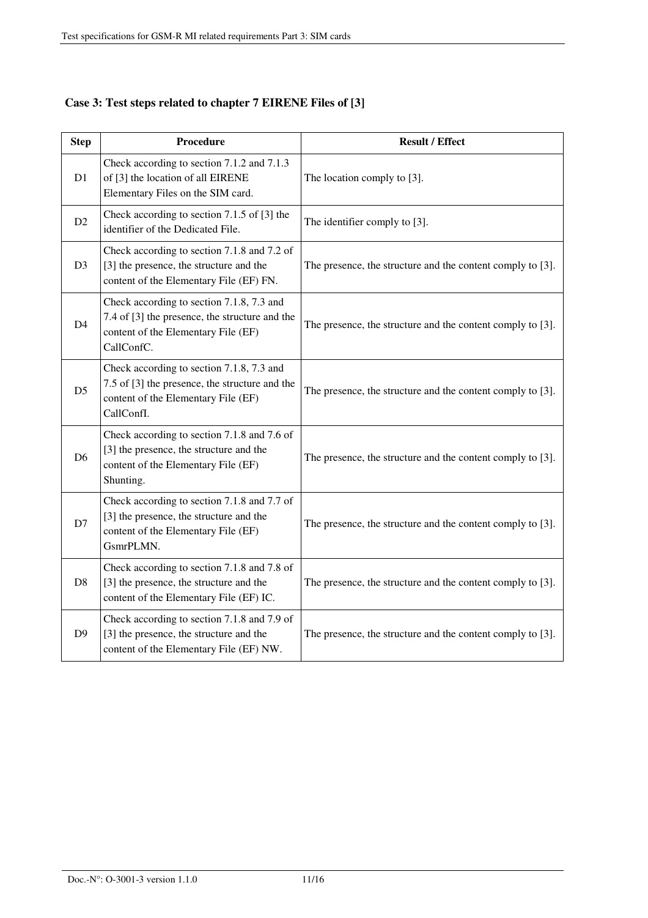**Case 3: Test steps related to chapter 7 EIRENE Files of [3]**

| Step | Procedure | Result / Effect |
|---|---|---|
| D1 | Check according to section 7.1.2 and 7.1.3 of [3] the location of all EIRENE Elementary Files on the SIM card. | The location comply to [3]. |
| D2 | Check according to section 7.1.5 of [3] the identifier of the Dedicated File. | The identifier comply to [3]. |
| D3 | Check according to section 7.1.8 and 7.2 of [3] the presence, the structure and the content of the Elementary File (EF) FN. | The presence, the structure and the content comply to [3]. |
| D4 | Check according to section 7.1.8, 7.3 and 7.4 of [3] the presence, the structure and the content of the Elementary File (EF) CallConfC. | The presence, the structure and the content comply to [3]. |
| D5 | Check according to section 7.1.8, 7.3 and 7.5 of [3] the presence, the structure and the content of the Elementary File (EF) CallConfI. | The presence, the structure and the content comply to [3]. |
| D6 | Check according to section 7.1.8 and 7.6 of [3] the presence, the structure and the content of the Elementary File (EF) Shunting. | The presence, the structure and the content comply to [3]. |
| D7 | Check according to section 7.1.8 and 7.7 of [3] the presence, the structure and the content of the Elementary File (EF) GsmrPLMN. | The presence, the structure and the content comply to [3]. |
| D8 | Check according to section 7.1.8 and 7.8 of [3] the presence, the structure and the content of the Elementary File (EF) IC. | The presence, the structure and the content comply to [3]. |
| D9 | Check according to section 7.1.8 and 7.9 of [3] the presence, the structure and the content of the Elementary File (EF) NW. | The presence, the structure and the content comply to [3]. |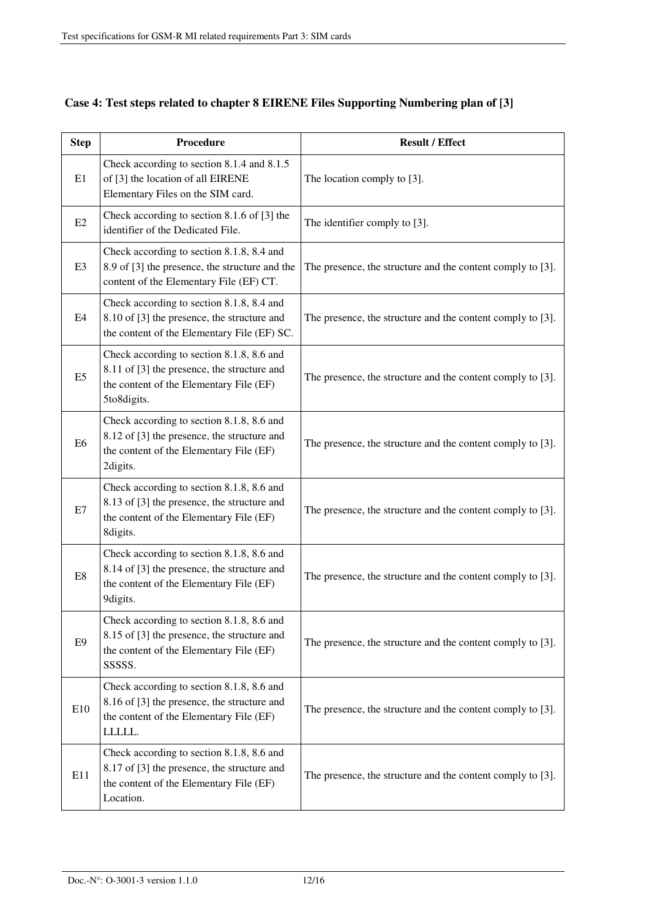### Case 4: Test steps related to chapter 8 EIRENE Files Supporting Numbering plan of [3]

| Step | Procedure | Result / Effect |
|---|---|---|
| E1 | Check according to section 8.1.4 and 8.1.5 of [3] the location of all EIRENE Elementary Files on the SIM card. | The location comply to [3]. |
| E2 | Check according to section 8.1.6 of [3] the identifier of the Dedicated File. | The identifier comply to [3]. |
| E3 | Check according to section 8.1.8, 8.4 and 8.9 of [3] the presence, the structure and the content of the Elementary File (EF) CT. | The presence, the structure and the content comply to [3]. |
| E4 | Check according to section 8.1.8, 8.4 and 8.10 of [3] the presence, the structure and the content of the Elementary File (EF) SC. | The presence, the structure and the content comply to [3]. |
| E5 | Check according to section 8.1.8, 8.6 and 8.11 of [3] the presence, the structure and the content of the Elementary File (EF) 5to8digits. | The presence, the structure and the content comply to [3]. |
| E6 | Check according to section 8.1.8, 8.6 and 8.12 of [3] the presence, the structure and the content of the Elementary File (EF) 2digits. | The presence, the structure and the content comply to [3]. |
| E7 | Check according to section 8.1.8, 8.6 and 8.13 of [3] the presence, the structure and the content of the Elementary File (EF) 8digits. | The presence, the structure and the content comply to [3]. |
| E8 | Check according to section 8.1.8, 8.6 and 8.14 of [3] the presence, the structure and the content of the Elementary File (EF) 9digits. | The presence, the structure and the content comply to [3]. |
| E9 | Check according to section 8.1.8, 8.6 and 8.15 of [3] the presence, the structure and the content of the Elementary File (EF) SSSSS. | The presence, the structure and the content comply to [3]. |
| E10 | Check according to section 8.1.8, 8.6 and 8.16 of [3] the presence, the structure and the content of the Elementary File (EF) LLLLL. | The presence, the structure and the content comply to [3]. |
| E11 | Check according to section 8.1.8, 8.6 and 8.17 of [3] the presence, the structure and the content of the Elementary File (EF) Location. | The presence, the structure and the content comply to [3]. |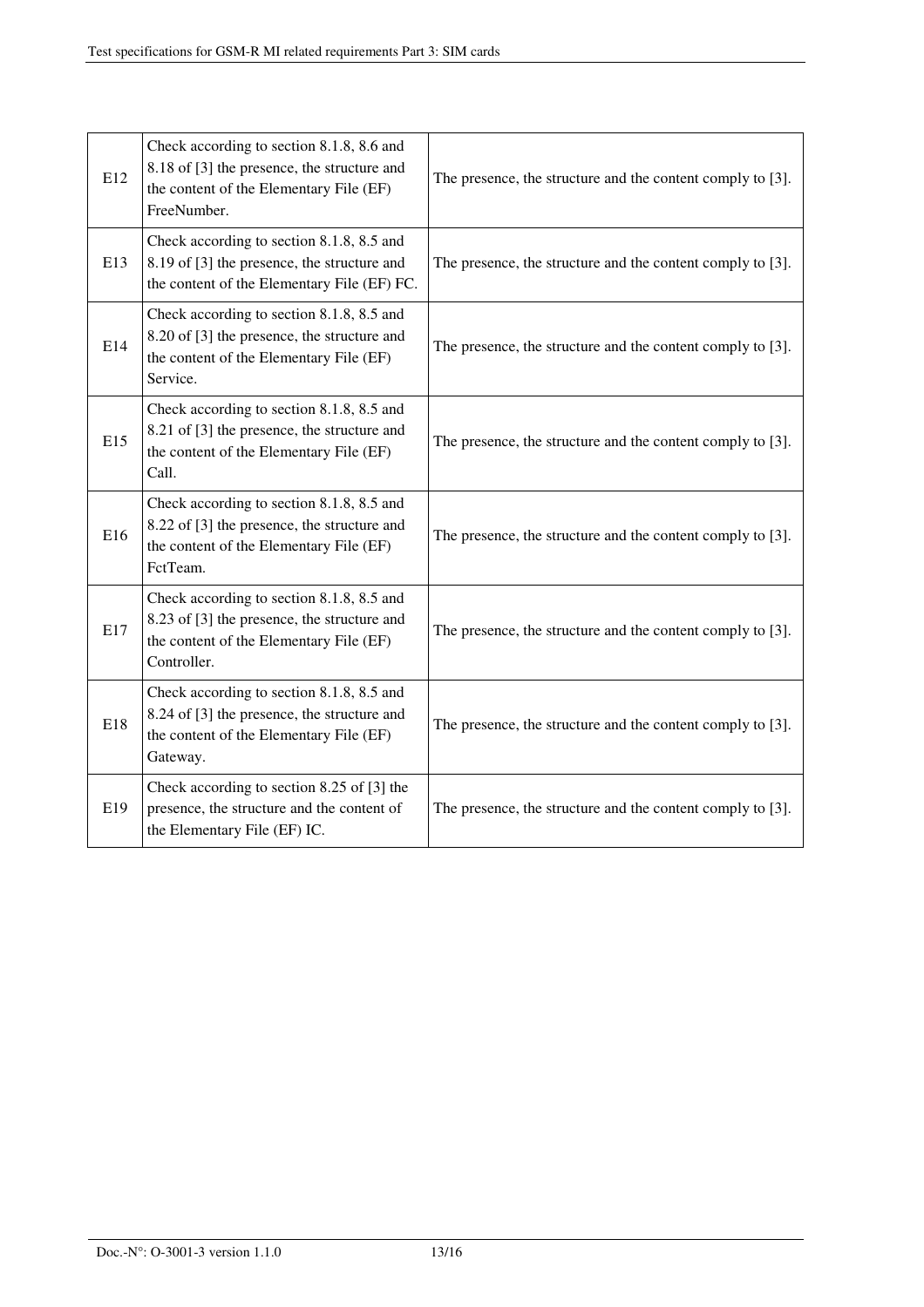| E12 | Check according to section 8.1.8, 8.6 and 8.18 of [3] the presence, the structure and the content of the Elementary File (EF) FreeNumber. | The presence, the structure and the content comply to [3]. |
|---|---|---|
| E13 | Check according to section 8.1.8, 8.5 and 8.19 of [3] the presence, the structure and the content of the Elementary File (EF) FC. | The presence, the structure and the content comply to [3]. |
| E14 | Check according to section 8.1.8, 8.5 and 8.20 of [3] the presence, the structure and the content of the Elementary File (EF) Service. | The presence, the structure and the content comply to [3]. |
| E15 | Check according to section 8.1.8, 8.5 and 8.21 of [3] the presence, the structure and the content of the Elementary File (EF) Call. | The presence, the structure and the content comply to [3]. |
| E16 | Check according to section 8.1.8, 8.5 and 8.22 of [3] the presence, the structure and the content of the Elementary File (EF) FctTeam. | The presence, the structure and the content comply to [3]. |
| E17 | Check according to section 8.1.8, 8.5 and 8.23 of [3] the presence, the structure and the content of the Elementary File (EF) Controller. | The presence, the structure and the content comply to [3]. |
| E18 | Check according to section 8.1.8, 8.5 and 8.24 of [3] the presence, the structure and the content of the Elementary File (EF) Gateway. | The presence, the structure and the content comply to [3]. |
| E19 | Check according to section 8.25 of [3] the presence, the structure and the content of the Elementary File (EF) IC. | The presence, the structure and the content comply to [3]. |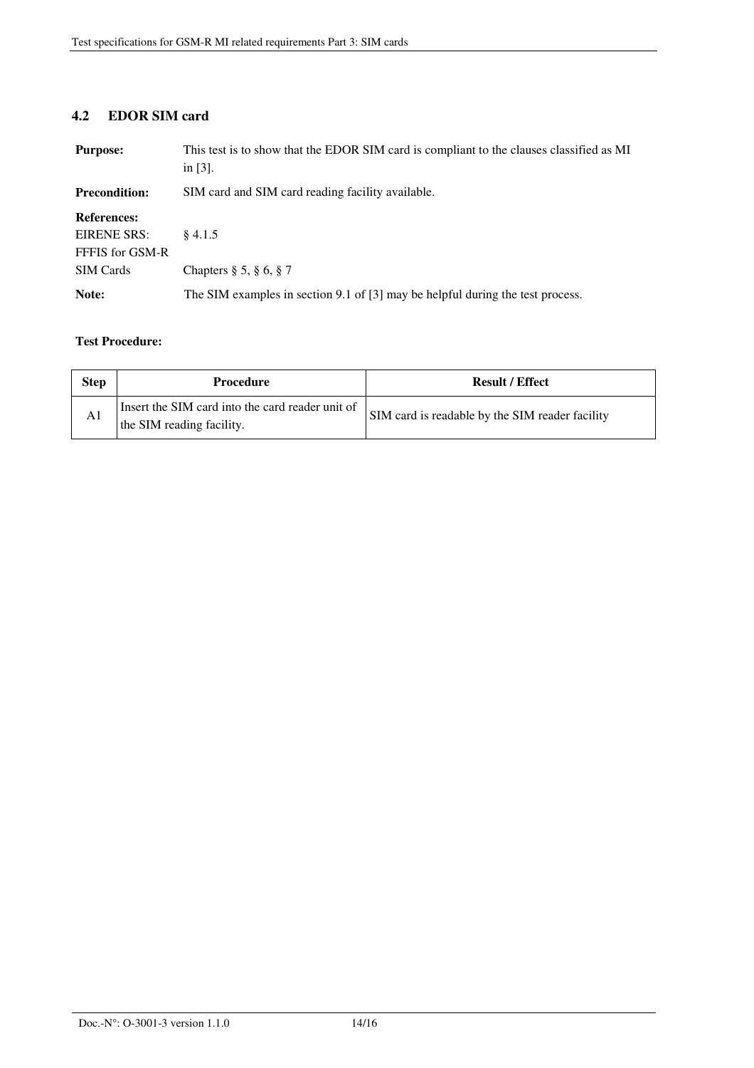## 4.2 EDOR SIM card

**Purpose:** This test is to show that the EDOR SIM card is compliant to the clauses classified as MI in [3].

**Precondition:** SIM card and SIM card reading facility available.

**References:**

EIRENE SRS: § 4.1.5

FFFIS for GSM-R SIM Cards: Chapters § 5, § 6, § 7

**Note:** The SIM examples in section 9.1 of [3] may be helpful during the test process.

**Test Procedure:**

| Step | Procedure | Result / Effect |
|---|---|---|
| A1 | Insert the SIM card into the card reader unit of the SIM reading facility. | SIM card is readable by the SIM reader facility |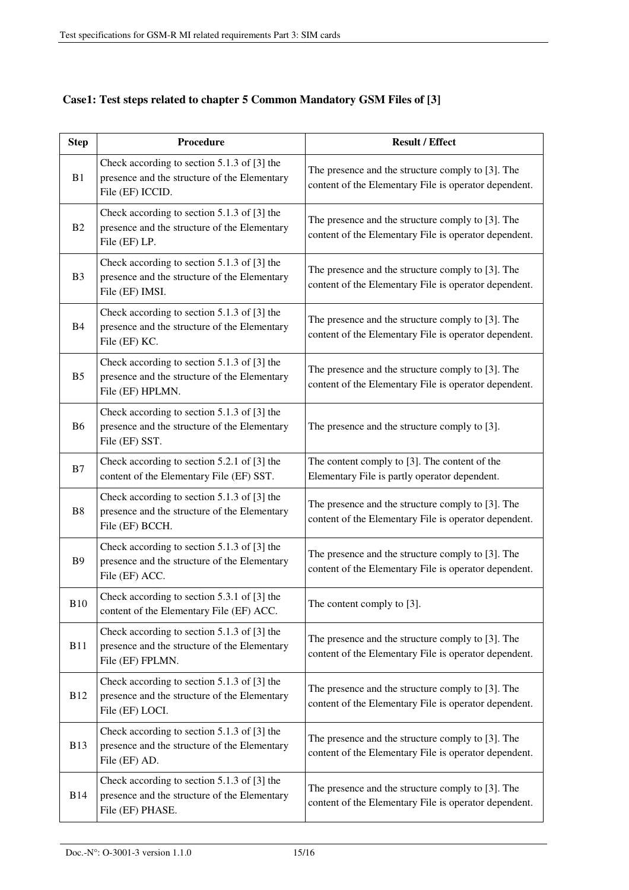**Case1: Test steps related to chapter 5 Common Mandatory GSM Files of [3]**

| Step | Procedure | Result / Effect |
|---|---|---|
| B1 | Check according to section 5.1.3 of [3] the presence and the structure of the Elementary File (EF) ICCID. | The presence and the structure comply to [3]. The content of the Elementary File is operator dependent. |
| B2 | Check according to section 5.1.3 of [3] the presence and the structure of the Elementary File (EF) LP. | The presence and the structure comply to [3]. The content of the Elementary File is operator dependent. |
| B3 | Check according to section 5.1.3 of [3] the presence and the structure of the Elementary File (EF) IMSI. | The presence and the structure comply to [3]. The content of the Elementary File is operator dependent. |
| B4 | Check according to section 5.1.3 of [3] the presence and the structure of the Elementary File (EF) KC. | The presence and the structure comply to [3]. The content of the Elementary File is operator dependent. |
| B5 | Check according to section 5.1.3 of [3] the presence and the structure of the Elementary File (EF) HPLMN. | The presence and the structure comply to [3]. The content of the Elementary File is operator dependent. |
| B6 | Check according to section 5.1.3 of [3] the presence and the structure of the Elementary File (EF) SST. | The presence and the structure comply to [3]. |
| B7 | Check according to section 5.2.1 of [3] the content of the Elementary File (EF) SST. | The content comply to [3]. The content of the Elementary File is partly operator dependent. |
| B8 | Check according to section 5.1.3 of [3] the presence and the structure of the Elementary File (EF) BCCH. | The presence and the structure comply to [3]. The content of the Elementary File is operator dependent. |
| B9 | Check according to section 5.1.3 of [3] the presence and the structure of the Elementary File (EF) ACC. | The presence and the structure comply to [3]. The content of the Elementary File is operator dependent. |
| B10 | Check according to section 5.3.1 of [3] the content of the Elementary File (EF) ACC. | The content comply to [3]. |
| B11 | Check according to section 5.1.3 of [3] the presence and the structure of the Elementary File (EF) FPLMN. | The presence and the structure comply to [3]. The content of the Elementary File is operator dependent. |
| B12 | Check according to section 5.1.3 of [3] the presence and the structure of the Elementary File (EF) LOCI. | The presence and the structure comply to [3]. The content of the Elementary File is operator dependent. |
| B13 | Check according to section 5.1.3 of [3] the presence and the structure of the Elementary File (EF) AD. | The presence and the structure comply to [3]. The content of the Elementary File is operator dependent. |
| B14 | Check according to section 5.1.3 of [3] the presence and the structure of the Elementary File (EF) PHASE. | The presence and the structure comply to [3]. The content of the Elementary File is operator dependent. |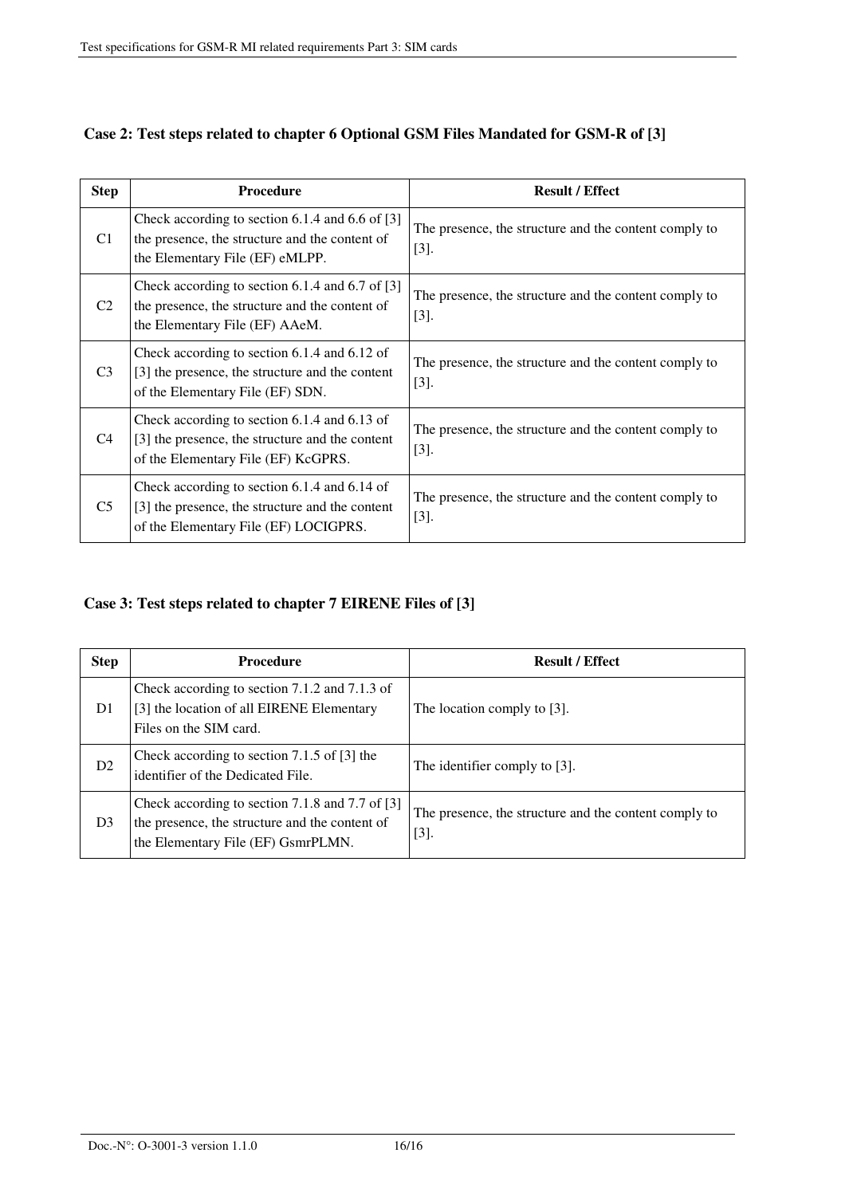### Case 2: Test steps related to chapter 6 Optional GSM Files Mandated for GSM-R of [3]

| Step | Procedure | Result / Effect |
|---|---|---|
| C1 | Check according to section 6.1.4 and 6.6 of [3] the presence, the structure and the content of the Elementary File (EF) eMLPP. | The presence, the structure and the content comply to [3]. |
| C2 | Check according to section 6.1.4 and 6.7 of [3] the presence, the structure and the content of the Elementary File (EF) AAeM. | The presence, the structure and the content comply to [3]. |
| C3 | Check according to section 6.1.4 and 6.12 of [3] the presence, the structure and the content of the Elementary File (EF) SDN. | The presence, the structure and the content comply to [3]. |
| C4 | Check according to section 6.1.4 and 6.13 of [3] the presence, the structure and the content of the Elementary File (EF) KcGPRS. | The presence, the structure and the content comply to [3]. |
| C5 | Check according to section 6.1.4 and 6.14 of [3] the presence, the structure and the content of the Elementary File (EF) LOCIGPRS. | The presence, the structure and the content comply to [3]. |

### Case 3: Test steps related to chapter 7 EIRENE Files of [3]

| Step | Procedure | Result / Effect |
|---|---|---|
| D1 | Check according to section 7.1.2 and 7.1.3 of [3] the location of all EIRENE Elementary Files on the SIM card. | The location comply to [3]. |
| D2 | Check according to section 7.1.5 of [3] the identifier of the Dedicated File. | The identifier comply to [3]. |
| D3 | Check according to section 7.1.8 and 7.7 of [3] the presence, the structure and the content of the Elementary File (EF) GsmrPLMN. | The presence, the structure and the content comply to [3]. |